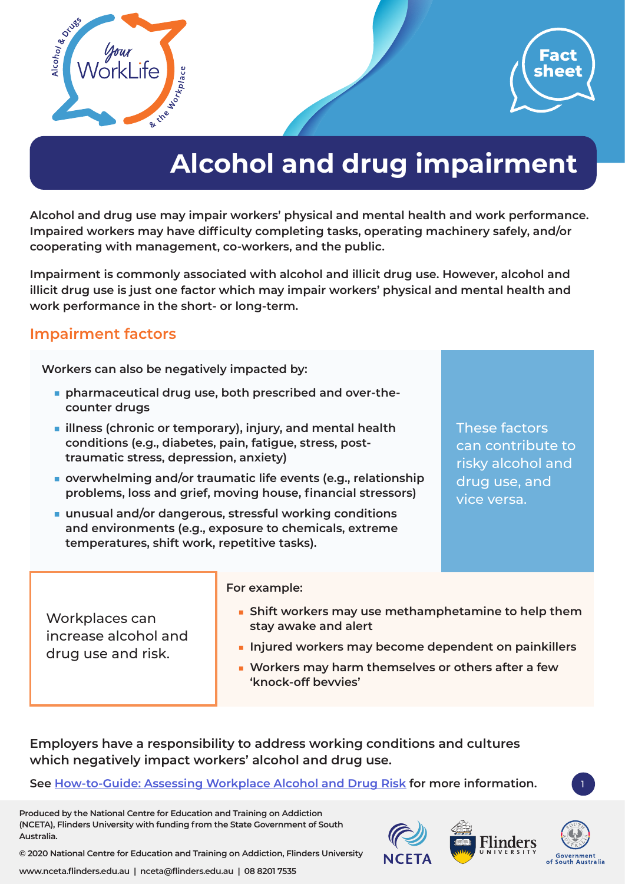Your WorkLife — Alcohol & Drugs & the Workplace

Fact sheet

# Alcohol and drug impairment

**Alcohol and drug use may impair workers' physical and mental health and work performance. Impaired workers may have difficulty completing tasks, operating machinery safely, and/or cooperating with management, co-workers, and the public.**

**Impairment is commonly associated with alcohol and illicit drug use. However, alcohol and illicit drug use is just one factor which may impair workers' physical and mental health and work performance in the short- or long-term.**

## Impairment factors

Workers can also be negatively impacted by:

- pharmaceutical drug use, both prescribed and over-the-counter drugs
- illness (chronic or temporary), injury, and mental health conditions (e.g., diabetes, pain, fatigue, stress, post-traumatic stress, depression, anxiety)
- overwhelming and/or traumatic life events (e.g., relationship problems, loss and grief, moving house, financial stressors)
- unusual and/or dangerous, stressful working conditions and environments (e.g., exposure to chemicals, extreme temperatures, shift work, repetitive tasks).

These factors can contribute to risky alcohol and drug use, and vice versa.

Workplaces can increase alcohol and drug use and risk.

For example:

- Shift workers may use methamphetamine to help them stay awake and alert
- Injured workers may become dependent on painkillers
- Workers may harm themselves or others after a few 'knock-off bevvies'

**Employers have a responsibility to address working conditions and cultures which negatively impact workers' alcohol and drug use.**

**See How-to-Guide: Assessing Workplace Alcohol and Drug Risk for more information.**

Produced by the National Centre for Education and Training on Addiction (NCETA), Flinders University with funding from the State Government of South Australia.

© 2020 National Centre for Education and Training on Addiction, Flinders University

www.nceta.flinders.edu.au | nceta@flinders.edu.au | 08 8201 7535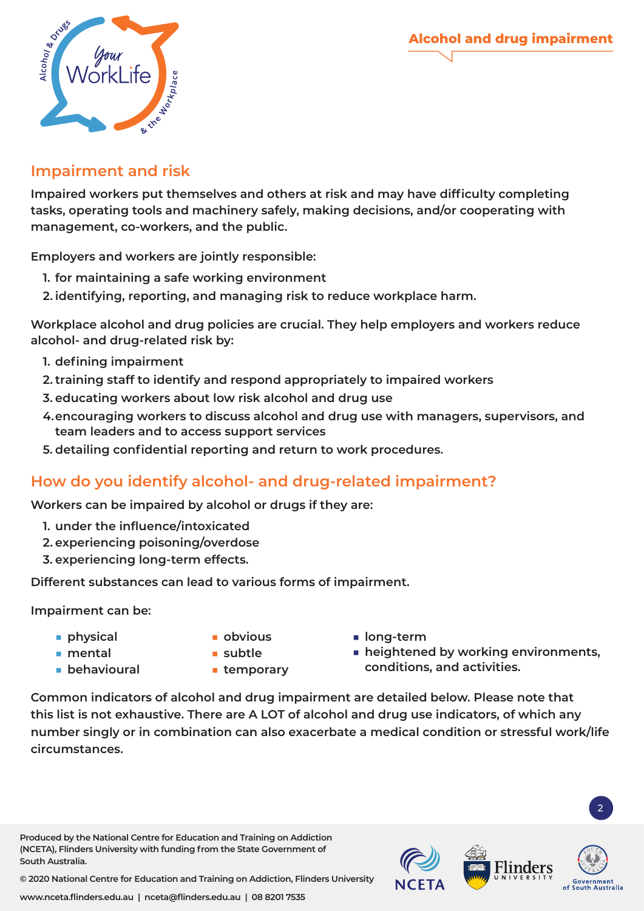## Impairment and risk

Impaired workers put themselves and others at risk and may have difficulty completing tasks, operating tools and machinery safely, making decisions, and/or cooperating with management, co-workers, and the public.

Employers and workers are jointly responsible:

1. for maintaining a safe working environment
2. identifying, reporting, and managing risk to reduce workplace harm.

Workplace alcohol and drug policies are crucial. They help employers and workers reduce alcohol- and drug-related risk by:

1. defining impairment
2. training staff to identify and respond appropriately to impaired workers
3. educating workers about low risk alcohol and drug use
4. encouraging workers to discuss alcohol and drug use with managers, supervisors, and team leaders and to access support services
5. detailing confidential reporting and return to work procedures.

## How do you identify alcohol- and drug-related impairment?

Workers can be impaired by alcohol or drugs if they are:

1. under the influence/intoxicated
2. experiencing poisoning/overdose
3. experiencing long-term effects.

Different substances can lead to various forms of impairment.

Impairment can be:

- physical
- mental
- behavioural
- obvious
- subtle
- temporary
- long-term
- heightened by working environments, conditions, and activities.

Common indicators of alcohol and drug impairment are detailed below. Please note that this list is not exhaustive. There are A LOT of alcohol and drug use indicators, of which any number singly or in combination can also exacerbate a medical condition or stressful work/life circumstances.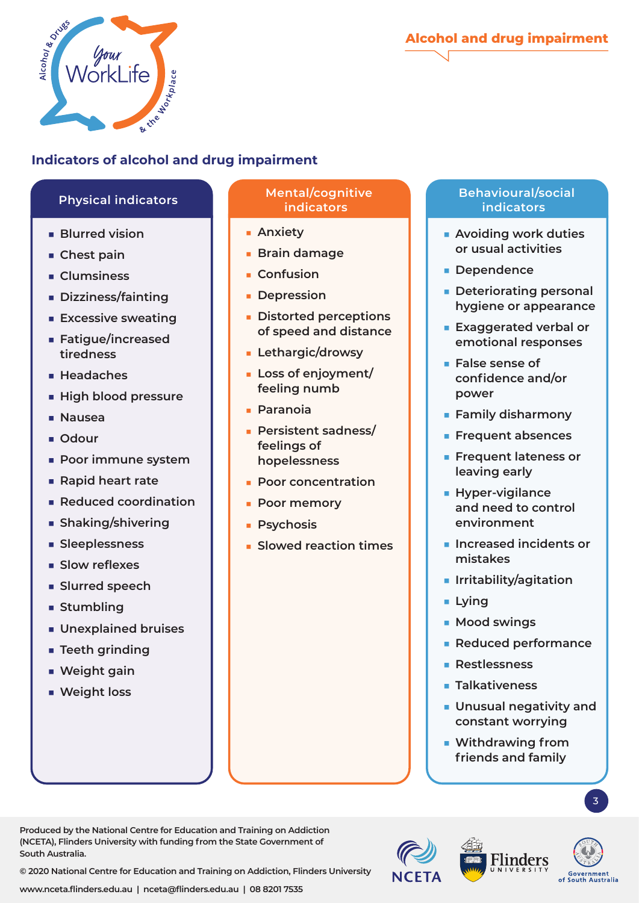# Indicators of alcohol and drug impairment

## Physical indicators

- Blurred vision
- Chest pain
- Clumsiness
- Dizziness/fainting
- Excessive sweating
- Fatigue/increased tiredness
- Headaches
- High blood pressure
- Nausea
- Odour
- Poor immune system
- Rapid heart rate
- Reduced coordination
- Shaking/shivering
- Sleeplessness
- Slow reflexes
- Slurred speech
- Stumbling
- Unexplained bruises
- Teeth grinding
- Weight gain
- Weight loss

## Mental/cognitive indicators

- Anxiety
- Brain damage
- Confusion
- Depression
- Distorted perceptions of speed and distance
- Lethargic/drowsy
- Loss of enjoyment/ feeling numb
- Paranoia
- Persistent sadness/ feelings of hopelessness
- Poor concentration
- Poor memory
- Psychosis
- Slowed reaction times

## Behavioural/social indicators

- Avoiding work duties or usual activities
- Dependence
- Deteriorating personal hygiene or appearance
- Exaggerated verbal or emotional responses
- False sense of confidence and/or power
- Family disharmony
- Frequent absences
- Frequent lateness or leaving early
- Hyper-vigilance and need to control environment
- Increased incidents or mistakes
- Irritability/agitation
- Lying
- Mood swings
- Reduced performance
- Restlessness
- Talkativeness
- Unusual negativity and constant worrying
- Withdrawing from friends and family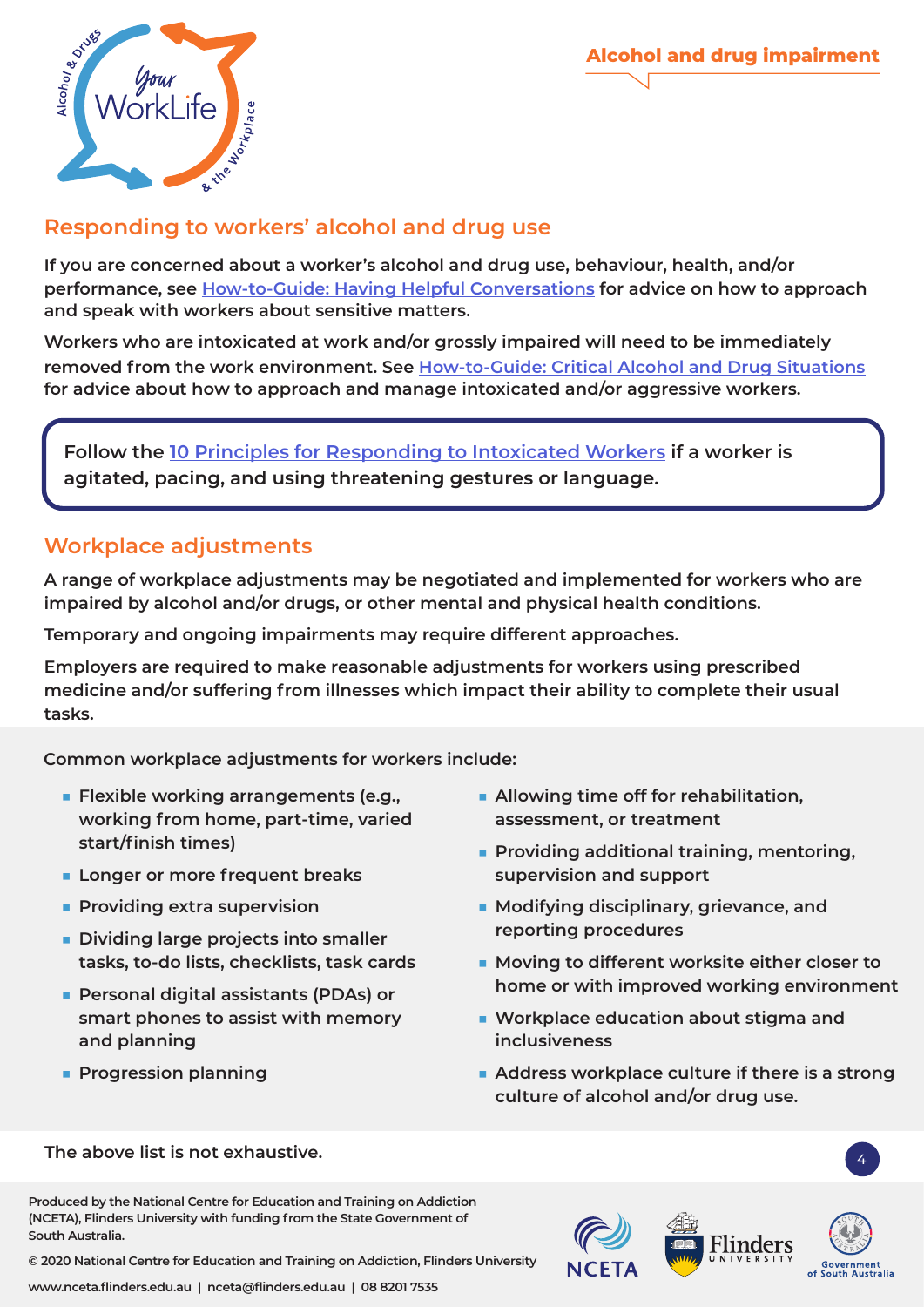Alcohol and drug impairment

## Responding to workers' alcohol and drug use

**If you are concerned about a worker's alcohol and drug use, behaviour, health, and/or performance, see How-to-Guide: Having Helpful Conversations for advice on how to approach and speak with workers about sensitive matters.**

**Workers who are intoxicated at work and/or grossly impaired will need to be immediately removed from the work environment. See How-to-Guide: Critical Alcohol and Drug Situations for advice about how to approach and manage intoxicated and/or aggressive workers.**

> **Follow the 10 Principles for Responding to Intoxicated Workers if a worker is agitated, pacing, and using threatening gestures or language.**

## Workplace adjustments

**A range of workplace adjustments may be negotiated and implemented for workers who are impaired by alcohol and/or drugs, or other mental and physical health conditions.**

**Temporary and ongoing impairments may require different approaches.**

**Employers are required to make reasonable adjustments for workers using prescribed medicine and/or suffering from illnesses which impact their ability to complete their usual tasks.**

**Common workplace adjustments for workers include:**

- Flexible working arrangements (e.g., working from home, part-time, varied start/finish times)
- Longer or more frequent breaks
- Providing extra supervision
- Dividing large projects into smaller tasks, to-do lists, checklists, task cards
- Personal digital assistants (PDAs) or smart phones to assist with memory and planning
- Progression planning
- Allowing time off for rehabilitation, assessment, or treatment
- Providing additional training, mentoring, supervision and support
- Modifying disciplinary, grievance, and reporting procedures
- Moving to different worksite either closer to home or with improved working environment
- Workplace education about stigma and inclusiveness
- Address workplace culture if there is a strong culture of alcohol and/or drug use.

**The above list is not exhaustive.**

Produced by the National Centre for Education and Training on Addiction (NCETA), Flinders University with funding from the State Government of South Australia.

© 2020 National Centre for Education and Training on Addiction, Flinders University

www.nceta.flinders.edu.au | nceta@flinders.edu.au | 08 8201 7535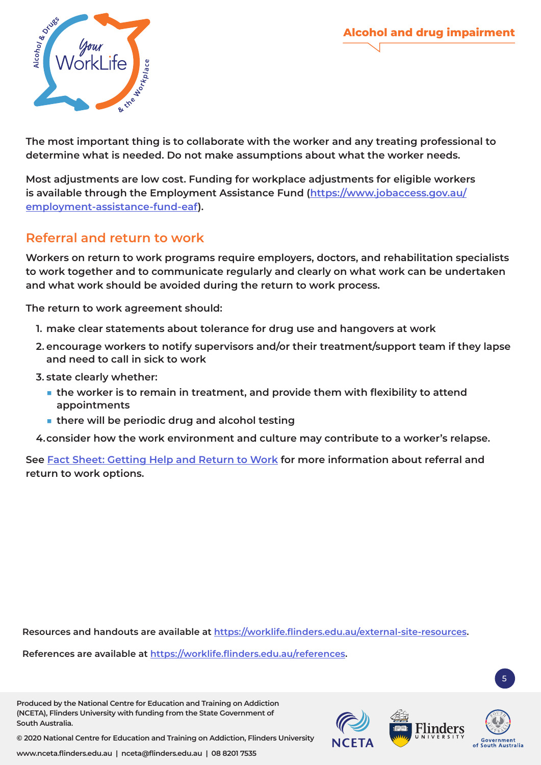The most important thing is to collaborate with the worker and any treating professional to determine what is needed. Do not make assumptions about what the worker needs.

Most adjustments are low cost. Funding for workplace adjustments for eligible workers is available through the Employment Assistance Fund ([https://www.jobaccess.gov.au/employment-assistance-fund-eaf](https://www.jobaccess.gov.au/employment-assistance-fund-eaf)).

## Referral and return to work

Workers on return to work programs require employers, doctors, and rehabilitation specialists to work together and to communicate regularly and clearly on what work can be undertaken and what work should be avoided during the return to work process.

The return to work agreement should:

1. make clear statements about tolerance for drug use and hangovers at work
2. encourage workers to notify supervisors and/or their treatment/support team if they lapse and need to call in sick to work
3. state clearly whether:
   - the worker is to remain in treatment, and provide them with flexibility to attend appointments
   - there will be periodic drug and alcohol testing
4. consider how the work environment and culture may contribute to a worker's relapse.

See Fact Sheet: Getting Help and Return to Work for more information about referral and return to work options.

Resources and handouts are available at [https://worklife.flinders.edu.au/external-site-resources](https://worklife.flinders.edu.au/external-site-resources).

References are available at [https://worklife.flinders.edu.au/references](https://worklife.flinders.edu.au/references).

Produced by the National Centre for Education and Training on Addiction (NCETA), Flinders University with funding from the State Government of South Australia.

© 2020 National Centre for Education and Training on Addiction, Flinders University

www.nceta.flinders.edu.au | nceta@flinders.edu.au | 08 8201 7535